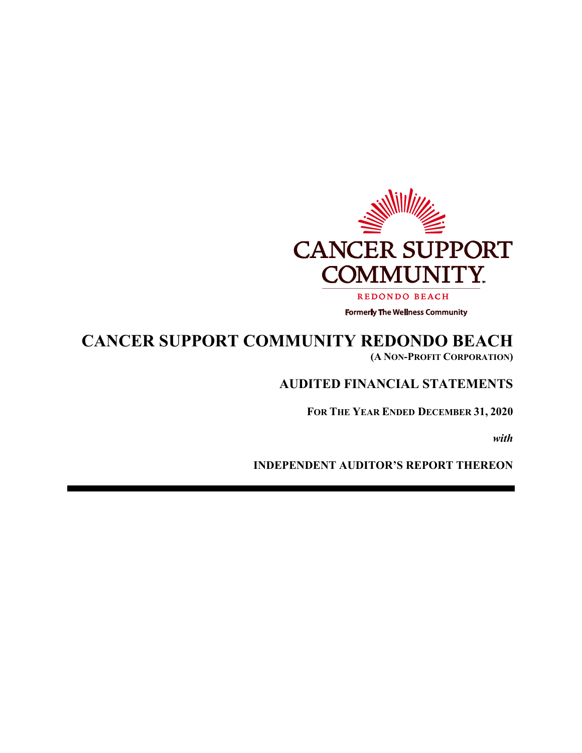CANCER SUPPORT COMMUNITY

REDONDO BEACH

Formerly The Wellness Community

# CANCER SUPPORT COMMUNITY REDONDO BEACH

**(A NON-PROFIT CORPORATION)**

## AUDITED FINANCIAL STATEMENTS

**FOR THE YEAR ENDED DECEMBER 31, 2020**

***with***

**INDEPENDENT AUDITOR'S REPORT THEREON**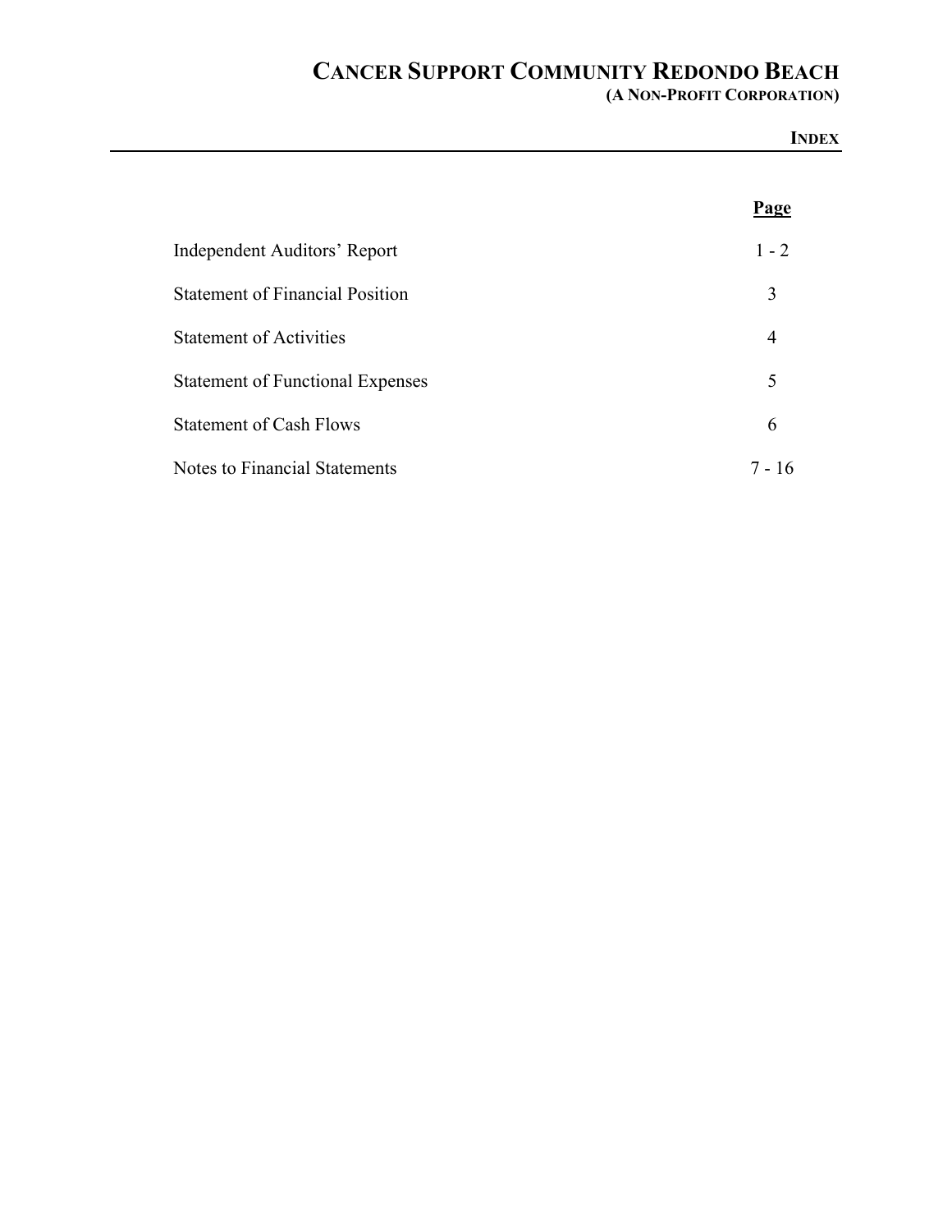# CANCER SUPPORT COMMUNITY REDONDO BEACH

**(A NON-PROFIT CORPORATION)**

**INDEX**

| | **Page** |
|---|---|
| Independent Auditors' Report | 1 - 2 |
| Statement of Financial Position | 3 |
| Statement of Activities | 4 |
| Statement of Functional Expenses | 5 |
| Statement of Cash Flows | 6 |
| Notes to Financial Statements | 7 - 16 |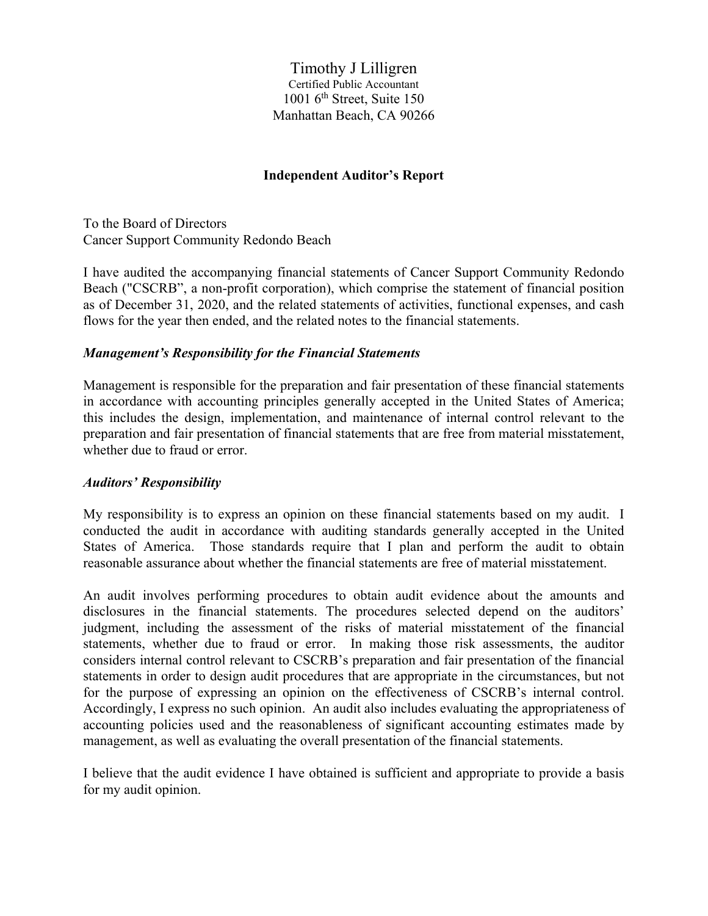Timothy J Lilligren
Certified Public Accountant
1001 6th Street, Suite 150
Manhattan Beach, CA 90266

## Independent Auditor's Report

To the Board of Directors
Cancer Support Community Redondo Beach

I have audited the accompanying financial statements of Cancer Support Community Redondo Beach ("CSCRB", a non-profit corporation), which comprise the statement of financial position as of December 31, 2020, and the related statements of activities, functional expenses, and cash flows for the year then ended, and the related notes to the financial statements.

### *Management's Responsibility for the Financial Statements*

Management is responsible for the preparation and fair presentation of these financial statements in accordance with accounting principles generally accepted in the United States of America; this includes the design, implementation, and maintenance of internal control relevant to the preparation and fair presentation of financial statements that are free from material misstatement, whether due to fraud or error.

### *Auditors' Responsibility*

My responsibility is to express an opinion on these financial statements based on my audit. I conducted the audit in accordance with auditing standards generally accepted in the United States of America. Those standards require that I plan and perform the audit to obtain reasonable assurance about whether the financial statements are free of material misstatement.

An audit involves performing procedures to obtain audit evidence about the amounts and disclosures in the financial statements. The procedures selected depend on the auditors' judgment, including the assessment of the risks of material misstatement of the financial statements, whether due to fraud or error. In making those risk assessments, the auditor considers internal control relevant to CSCRB's preparation and fair presentation of the financial statements in order to design audit procedures that are appropriate in the circumstances, but not for the purpose of expressing an opinion on the effectiveness of CSCRB's internal control. Accordingly, I express no such opinion. An audit also includes evaluating the appropriateness of accounting policies used and the reasonableness of significant accounting estimates made by management, as well as evaluating the overall presentation of the financial statements.

I believe that the audit evidence I have obtained is sufficient and appropriate to provide a basis for my audit opinion.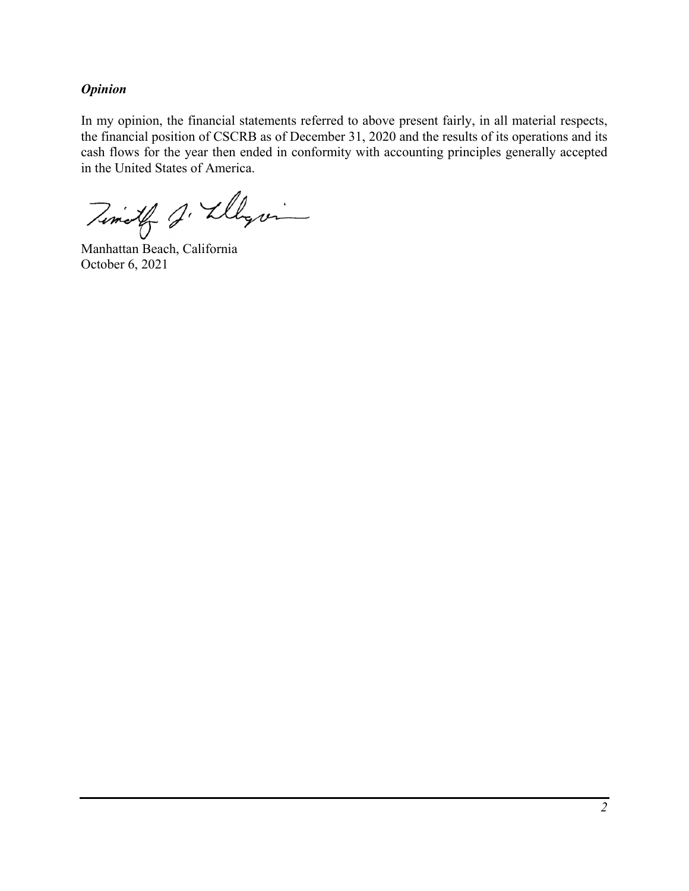***Opinion***

In my opinion, the financial statements referred to above present fairly, in all material respects, the financial position of CSCRB as of December 31, 2020 and the results of its operations and its cash flows for the year then ended in conformity with accounting principles generally accepted in the United States of America.

Manhattan Beach, California
October 6, 2021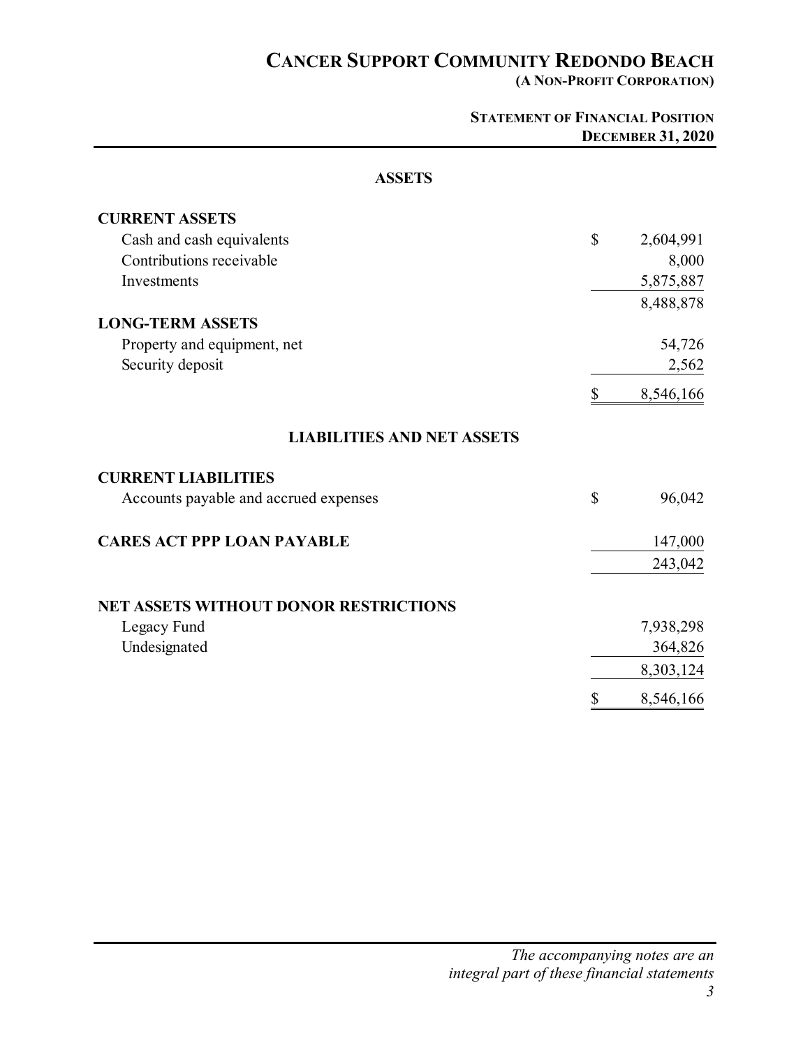# CANCER SUPPORT COMMUNITY REDONDO BEACH

**(A NON-PROFIT CORPORATION)**

**STATEMENT OF FINANCIAL POSITION**
**DECEMBER 31, 2020**

| | |
|---|---|
| **ASSETS** | |
| **CURRENT ASSETS** | |
| Cash and cash equivalents | $ 2,604,991 |
| Contributions receivable | 8,000 |
| Investments | 5,875,887 |
| | 8,488,878 |
| **LONG-TERM ASSETS** | |
| Property and equipment, net | 54,726 |
| Security deposit | 2,562 |
| | $ 8,546,166 |
| **LIABILITIES AND NET ASSETS** | |
| **CURRENT LIABILITIES** | |
| Accounts payable and accrued expenses | $ 96,042 |
| **CARES ACT PPP LOAN PAYABLE** | 147,000 |
| | 243,042 |
| **NET ASSETS WITHOUT DONOR RESTRICTIONS** | |
| Legacy Fund | 7,938,298 |
| Undesignated | 364,826 |
| | 8,303,124 |
| | $ 8,546,166 |

*The accompanying notes are an integral part of these financial statements*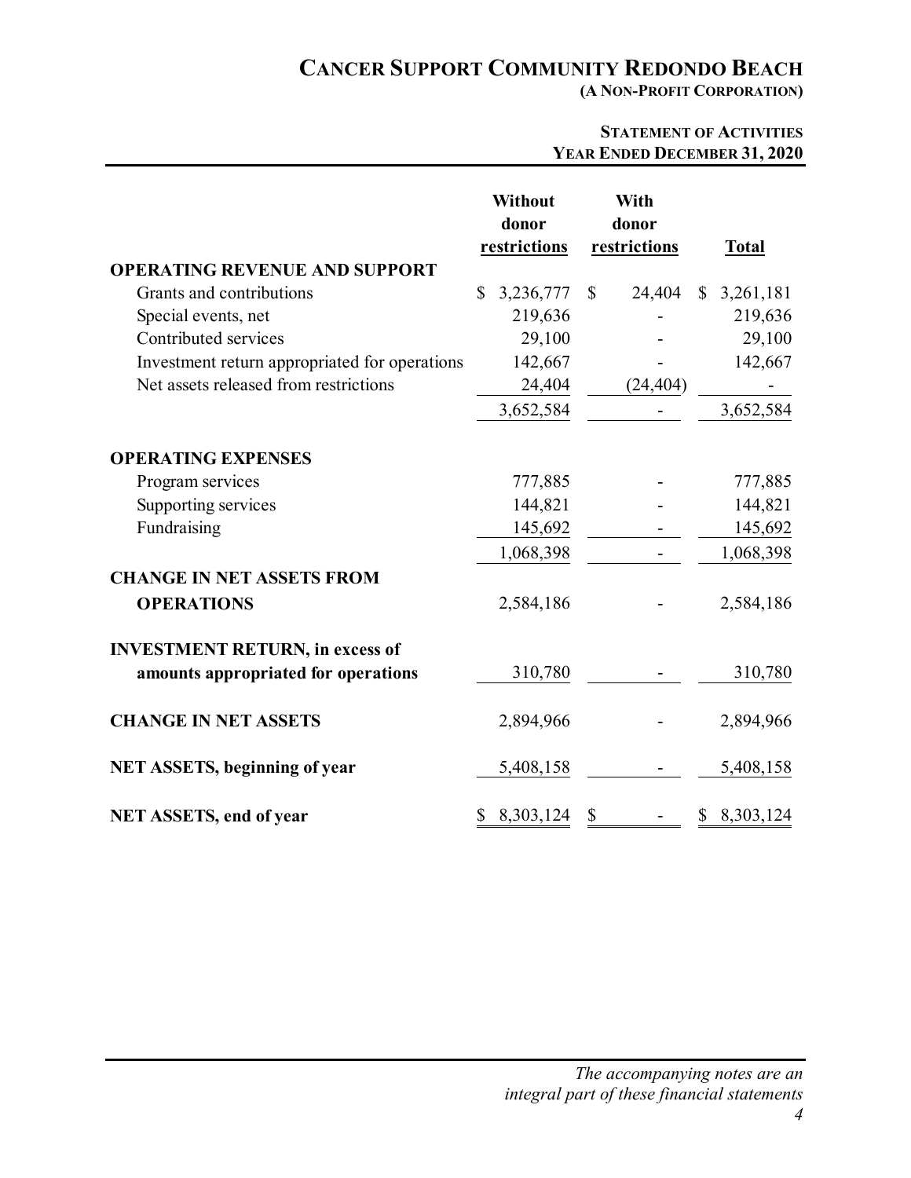# CANCER SUPPORT COMMUNITY REDONDO BEACH

**(A NON-PROFIT CORPORATION)**

**STATEMENT OF ACTIVITIES**
**YEAR ENDED DECEMBER 31, 2020**

| | Without donor restrictions | With donor restrictions | Total |
|---|---|---|---|
| **OPERATING REVENUE AND SUPPORT** | | | |
| Grants and contributions | $ 3,236,777 | $ 24,404 | $ 3,261,181 |
| Special events, net | 219,636 | - | 219,636 |
| Contributed services | 29,100 | - | 29,100 |
| Investment return appropriated for operations | 142,667 | - | 142,667 |
| Net assets released from restrictions | 24,404 | (24,404) | - |
| | 3,652,584 | - | 3,652,584 |
| **OPERATING EXPENSES** | | | |
| Program services | 777,885 | - | 777,885 |
| Supporting services | 144,821 | - | 144,821 |
| Fundraising | 145,692 | - | 145,692 |
| | 1,068,398 | - | 1,068,398 |
| **CHANGE IN NET ASSETS FROM OPERATIONS** | 2,584,186 | - | 2,584,186 |
| **INVESTMENT RETURN, in excess of amounts appropriated for operations** | 310,780 | - | 310,780 |
| **CHANGE IN NET ASSETS** | 2,894,966 | - | 2,894,966 |
| **NET ASSETS, beginning of year** | 5,408,158 | - | 5,408,158 |
| **NET ASSETS, end of year** | $ 8,303,124 | $ - | $ 8,303,124 |

*The accompanying notes are an integral part of these financial statements*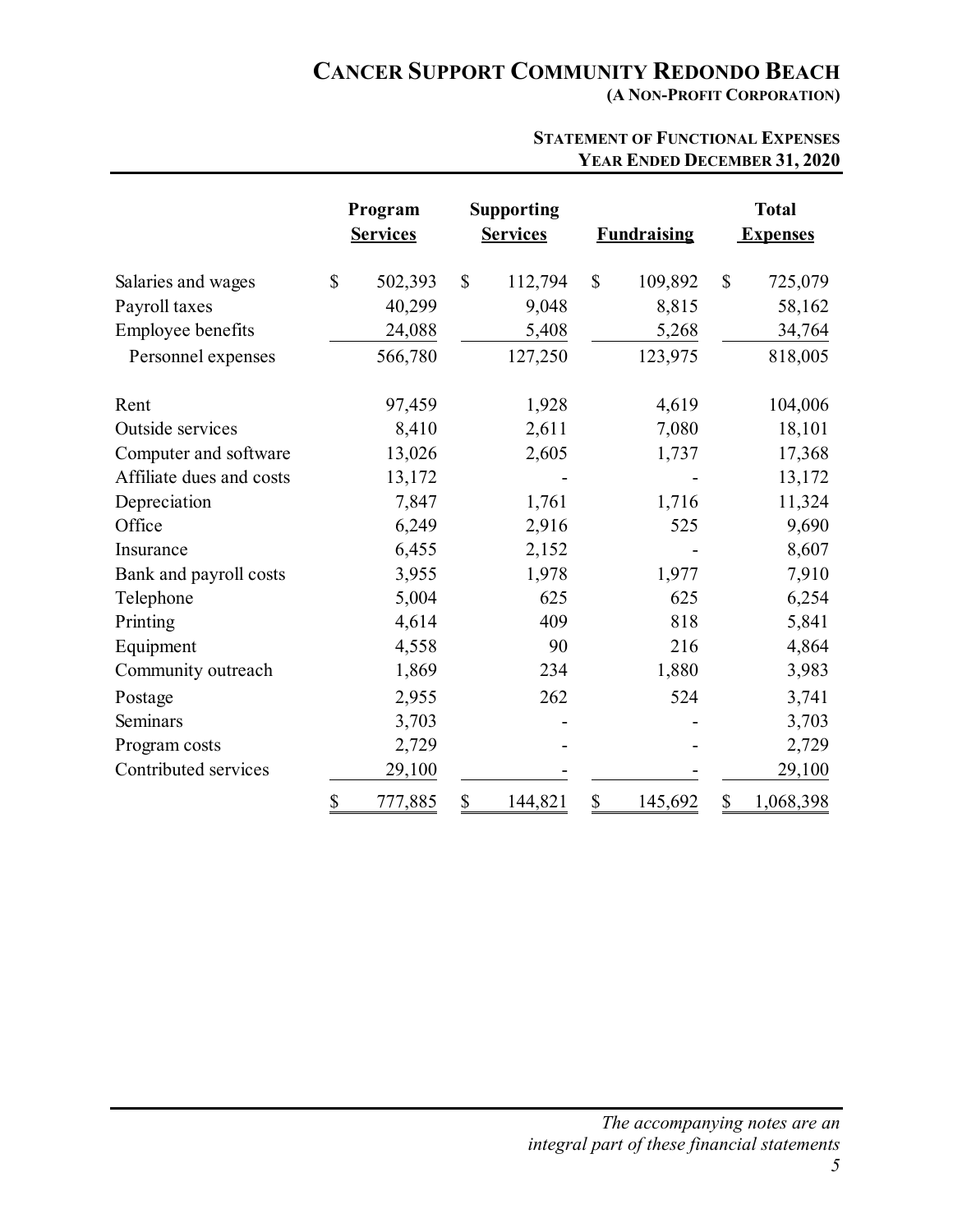# CANCER SUPPORT COMMUNITY REDONDO BEACH

**(A NON-PROFIT CORPORATION)**

## STATEMENT OF FUNCTIONAL EXPENSES
**YEAR ENDED DECEMBER 31, 2020**

| | Program Services | Supporting Services | Fundraising | Total Expenses |
|---|---|---|---|---|
| Salaries and wages | $ 502,393 | $ 112,794 | $ 109,892 | $ 725,079 |
| Payroll taxes | 40,299 | 9,048 | 8,815 | 58,162 |
| Employee benefits | 24,088 | 5,408 | 5,268 | 34,764 |
| Personnel expenses | 566,780 | 127,250 | 123,975 | 818,005 |
| Rent | 97,459 | 1,928 | 4,619 | 104,006 |
| Outside services | 8,410 | 2,611 | 7,080 | 18,101 |
| Computer and software | 13,026 | 2,605 | 1,737 | 17,368 |
| Affiliate dues and costs | 13,172 | - | - | 13,172 |
| Depreciation | 7,847 | 1,761 | 1,716 | 11,324 |
| Office | 6,249 | 2,916 | 525 | 9,690 |
| Insurance | 6,455 | 2,152 | - | 8,607 |
| Bank and payroll costs | 3,955 | 1,978 | 1,977 | 7,910 |
| Telephone | 5,004 | 625 | 625 | 6,254 |
| Printing | 4,614 | 409 | 818 | 5,841 |
| Equipment | 4,558 | 90 | 216 | 4,864 |
| Community outreach | 1,869 | 234 | 1,880 | 3,983 |
| Postage | 2,955 | 262 | 524 | 3,741 |
| Seminars | 3,703 | - | - | 3,703 |
| Program costs | 2,729 | - | - | 2,729 |
| Contributed services | 29,100 | - | - | 29,100 |
| | $ 777,885 | $ 144,821 | $ 145,692 | $ 1,068,398 |

*The accompanying notes are an integral part of these financial statements*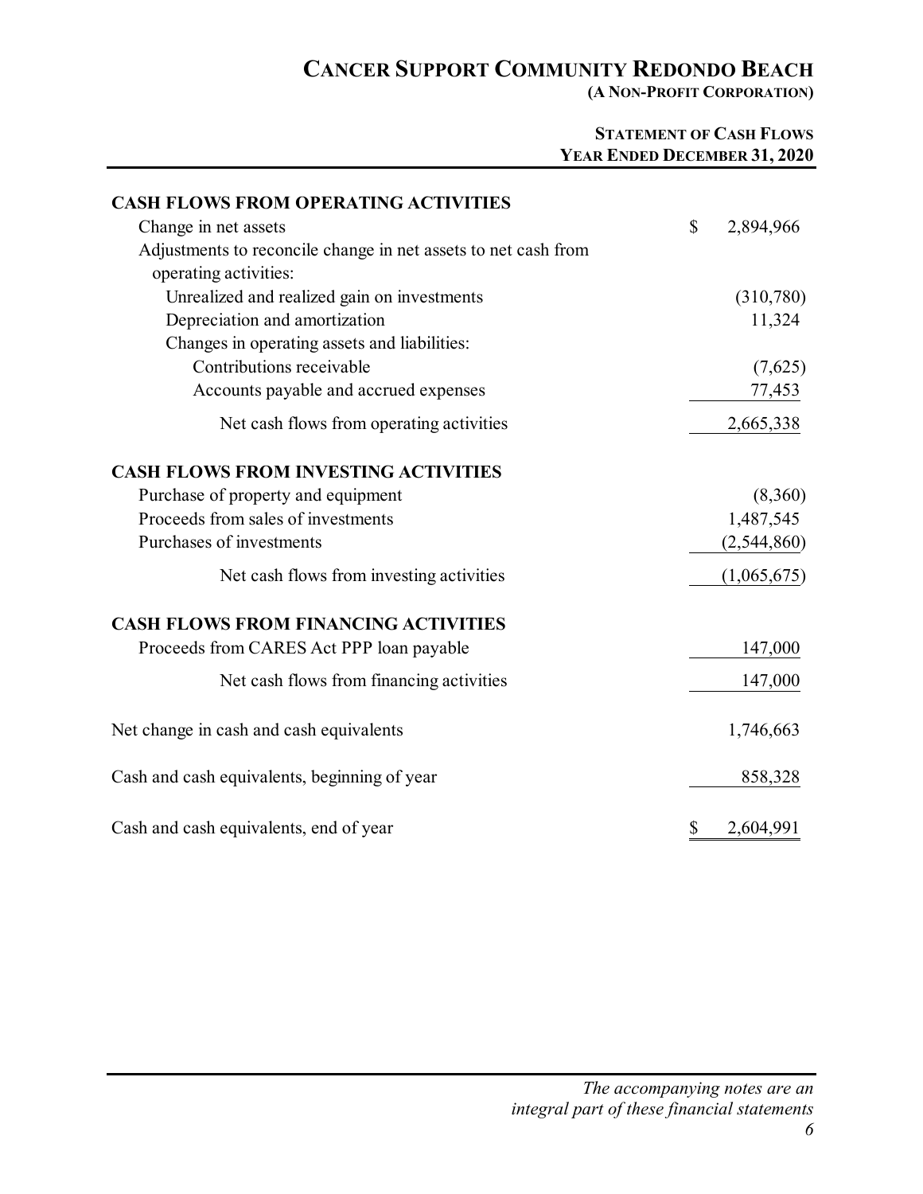# CANCER SUPPORT COMMUNITY REDONDO BEACH

**(A NON-PROFIT CORPORATION)**

## STATEMENT OF CASH FLOWS
**YEAR ENDED DECEMBER 31, 2020**

| | |
|---|---|
| **CASH FLOWS FROM OPERATING ACTIVITIES** | |
| Change in net assets | $ 2,894,966 |
| Adjustments to reconcile change in net assets to net cash from operating activities: | |
| Unrealized and realized gain on investments | (310,780) |
| Depreciation and amortization | 11,324 |
| Changes in operating assets and liabilities: | |
| Contributions receivable | (7,625) |
| Accounts payable and accrued expenses | 77,453 |
| Net cash flows from operating activities | 2,665,338 |
| **CASH FLOWS FROM INVESTING ACTIVITIES** | |
| Purchase of property and equipment | (8,360) |
| Proceeds from sales of investments | 1,487,545 |
| Purchases of investments | (2,544,860) |
| Net cash flows from investing activities | (1,065,675) |
| **CASH FLOWS FROM FINANCING ACTIVITIES** | |
| Proceeds from CARES Act PPP loan payable | 147,000 |
| Net cash flows from financing activities | 147,000 |
| Net change in cash and cash equivalents | 1,746,663 |
| Cash and cash equivalents, beginning of year | 858,328 |
| Cash and cash equivalents, end of year | $ 2,604,991 |

*The accompanying notes are an integral part of these financial statements*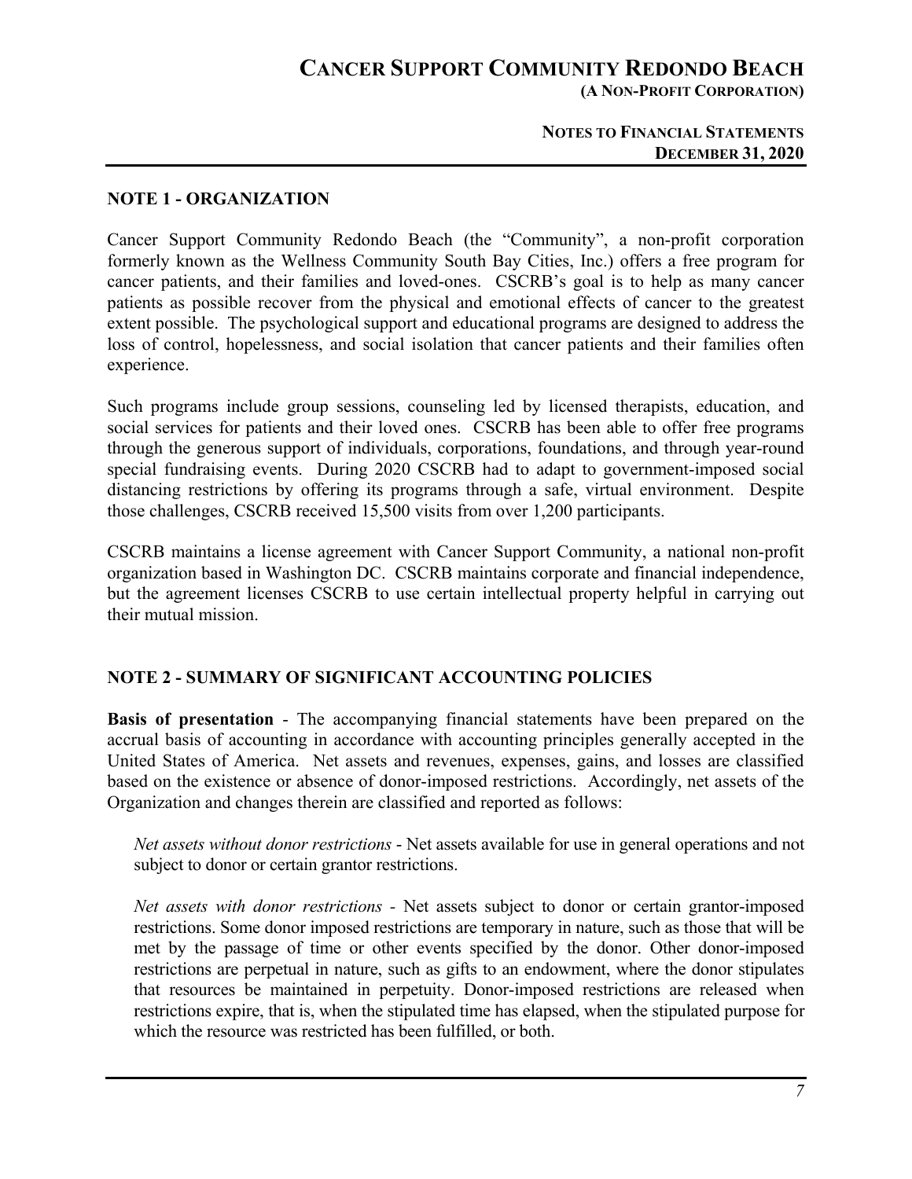# CANCER SUPPORT COMMUNITY REDONDO BEACH

**(A NON-PROFIT CORPORATION)**

**NOTES TO FINANCIAL STATEMENTS**
**DECEMBER 31, 2020**

## NOTE 1 - ORGANIZATION

Cancer Support Community Redondo Beach (the "Community", a non-profit corporation formerly known as the Wellness Community South Bay Cities, Inc.) offers a free program for cancer patients, and their families and loved-ones. CSCRB's goal is to help as many cancer patients as possible recover from the physical and emotional effects of cancer to the greatest extent possible. The psychological support and educational programs are designed to address the loss of control, hopelessness, and social isolation that cancer patients and their families often experience.

Such programs include group sessions, counseling led by licensed therapists, education, and social services for patients and their loved ones. CSCRB has been able to offer free programs through the generous support of individuals, corporations, foundations, and through year-round special fundraising events. During 2020 CSCRB had to adapt to government-imposed social distancing restrictions by offering its programs through a safe, virtual environment. Despite those challenges, CSCRB received 15,500 visits from over 1,200 participants.

CSCRB maintains a license agreement with Cancer Support Community, a national non-profit organization based in Washington DC. CSCRB maintains corporate and financial independence, but the agreement licenses CSCRB to use certain intellectual property helpful in carrying out their mutual mission.

## NOTE 2 - SUMMARY OF SIGNIFICANT ACCOUNTING POLICIES

**Basis of presentation** - The accompanying financial statements have been prepared on the accrual basis of accounting in accordance with accounting principles generally accepted in the United States of America. Net assets and revenues, expenses, gains, and losses are classified based on the existence or absence of donor-imposed restrictions. Accordingly, net assets of the Organization and changes therein are classified and reported as follows:

*Net assets without donor restrictions* - Net assets available for use in general operations and not subject to donor or certain grantor restrictions.

*Net assets with donor restrictions* - Net assets subject to donor or certain grantor-imposed restrictions. Some donor imposed restrictions are temporary in nature, such as those that will be met by the passage of time or other events specified by the donor. Other donor-imposed restrictions are perpetual in nature, such as gifts to an endowment, where the donor stipulates that resources be maintained in perpetuity. Donor-imposed restrictions are released when restrictions expire, that is, when the stipulated time has elapsed, when the stipulated purpose for which the resource was restricted has been fulfilled, or both.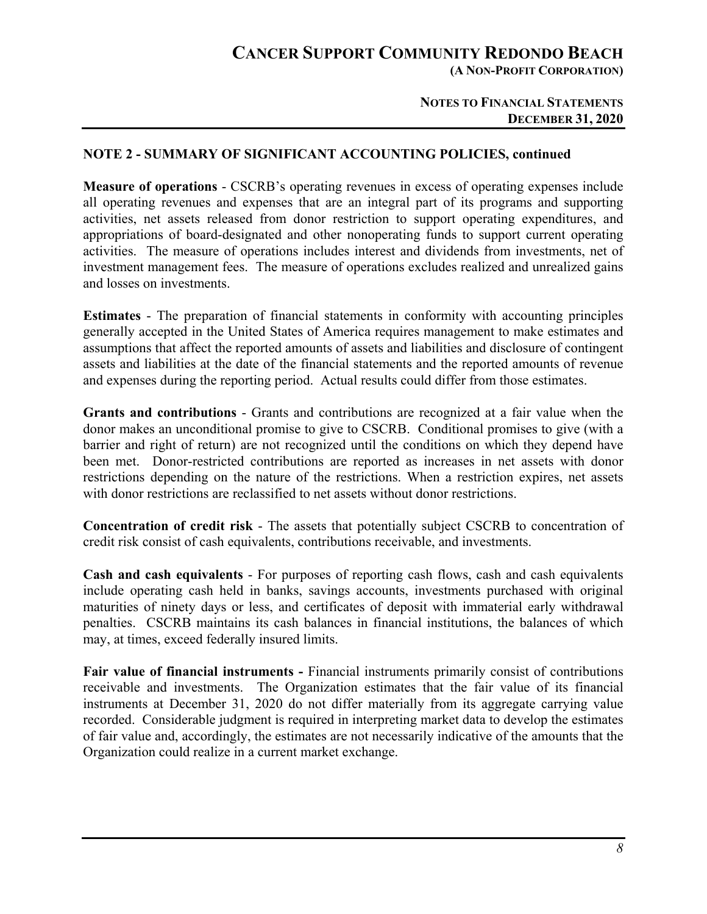## NOTE 2 - SUMMARY OF SIGNIFICANT ACCOUNTING POLICIES, continued

**Measure of operations** - CSCRB's operating revenues in excess of operating expenses include all operating revenues and expenses that are an integral part of its programs and supporting activities, net assets released from donor restriction to support operating expenditures, and appropriations of board-designated and other nonoperating funds to support current operating activities. The measure of operations includes interest and dividends from investments, net of investment management fees. The measure of operations excludes realized and unrealized gains and losses on investments.

**Estimates** - The preparation of financial statements in conformity with accounting principles generally accepted in the United States of America requires management to make estimates and assumptions that affect the reported amounts of assets and liabilities and disclosure of contingent assets and liabilities at the date of the financial statements and the reported amounts of revenue and expenses during the reporting period. Actual results could differ from those estimates.

**Grants and contributions** - Grants and contributions are recognized at a fair value when the donor makes an unconditional promise to give to CSCRB. Conditional promises to give (with a barrier and right of return) are not recognized until the conditions on which they depend have been met. Donor-restricted contributions are reported as increases in net assets with donor restrictions depending on the nature of the restrictions. When a restriction expires, net assets with donor restrictions are reclassified to net assets without donor restrictions.

**Concentration of credit risk** - The assets that potentially subject CSCRB to concentration of credit risk consist of cash equivalents, contributions receivable, and investments.

**Cash and cash equivalents** - For purposes of reporting cash flows, cash and cash equivalents include operating cash held in banks, savings accounts, investments purchased with original maturities of ninety days or less, and certificates of deposit with immaterial early withdrawal penalties. CSCRB maintains its cash balances in financial institutions, the balances of which may, at times, exceed federally insured limits.

**Fair value of financial instruments -** Financial instruments primarily consist of contributions receivable and investments. The Organization estimates that the fair value of its financial instruments at December 31, 2020 do not differ materially from its aggregate carrying value recorded. Considerable judgment is required in interpreting market data to develop the estimates of fair value and, accordingly, the estimates are not necessarily indicative of the amounts that the Organization could realize in a current market exchange.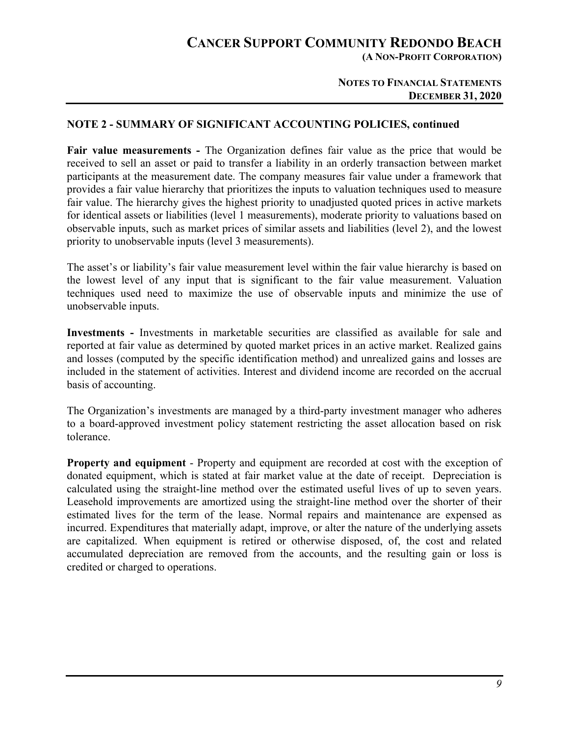## NOTE 2 - SUMMARY OF SIGNIFICANT ACCOUNTING POLICIES, continued

**Fair value measurements -** The Organization defines fair value as the price that would be received to sell an asset or paid to transfer a liability in an orderly transaction between market participants at the measurement date. The company measures fair value under a framework that provides a fair value hierarchy that prioritizes the inputs to valuation techniques used to measure fair value. The hierarchy gives the highest priority to unadjusted quoted prices in active markets for identical assets or liabilities (level 1 measurements), moderate priority to valuations based on observable inputs, such as market prices of similar assets and liabilities (level 2), and the lowest priority to unobservable inputs (level 3 measurements).

The asset's or liability's fair value measurement level within the fair value hierarchy is based on the lowest level of any input that is significant to the fair value measurement. Valuation techniques used need to maximize the use of observable inputs and minimize the use of unobservable inputs.

**Investments -** Investments in marketable securities are classified as available for sale and reported at fair value as determined by quoted market prices in an active market. Realized gains and losses (computed by the specific identification method) and unrealized gains and losses are included in the statement of activities. Interest and dividend income are recorded on the accrual basis of accounting.

The Organization's investments are managed by a third-party investment manager who adheres to a board-approved investment policy statement restricting the asset allocation based on risk tolerance.

**Property and equipment** - Property and equipment are recorded at cost with the exception of donated equipment, which is stated at fair market value at the date of receipt. Depreciation is calculated using the straight-line method over the estimated useful lives of up to seven years. Leasehold improvements are amortized using the straight-line method over the shorter of their estimated lives for the term of the lease. Normal repairs and maintenance are expensed as incurred. Expenditures that materially adapt, improve, or alter the nature of the underlying assets are capitalized. When equipment is retired or otherwise disposed, of, the cost and related accumulated depreciation are removed from the accounts, and the resulting gain or loss is credited or charged to operations.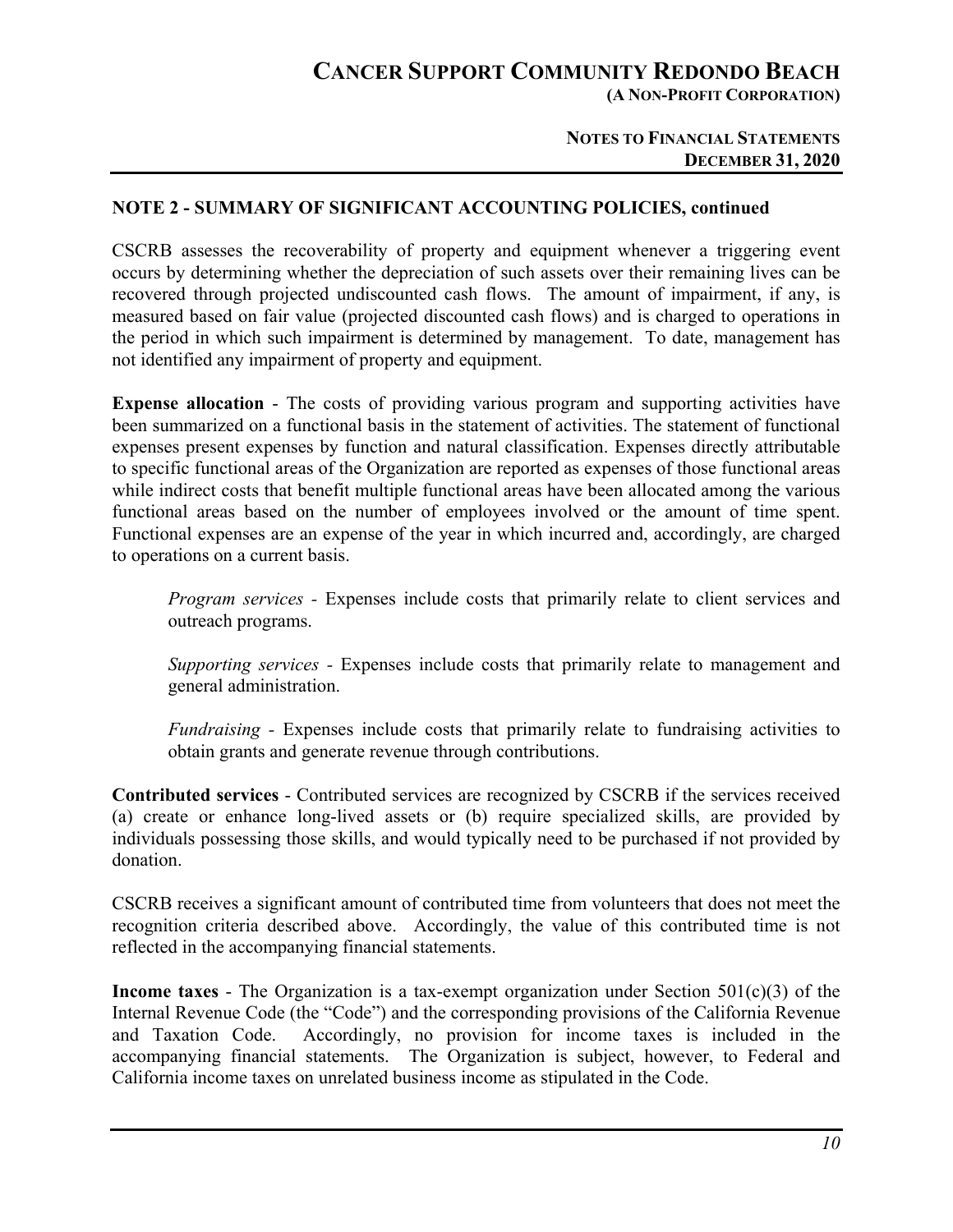## NOTE 2 - SUMMARY OF SIGNIFICANT ACCOUNTING POLICIES, continued

CSCRB assesses the recoverability of property and equipment whenever a triggering event occurs by determining whether the depreciation of such assets over their remaining lives can be recovered through projected undiscounted cash flows. The amount of impairment, if any, is measured based on fair value (projected discounted cash flows) and is charged to operations in the period in which such impairment is determined by management. To date, management has not identified any impairment of property and equipment.

**Expense allocation** - The costs of providing various program and supporting activities have been summarized on a functional basis in the statement of activities. The statement of functional expenses present expenses by function and natural classification. Expenses directly attributable to specific functional areas of the Organization are reported as expenses of those functional areas while indirect costs that benefit multiple functional areas have been allocated among the various functional areas based on the number of employees involved or the amount of time spent. Functional expenses are an expense of the year in which incurred and, accordingly, are charged to operations on a current basis.

*Program services* - Expenses include costs that primarily relate to client services and outreach programs.

*Supporting services* - Expenses include costs that primarily relate to management and general administration.

*Fundraising* - Expenses include costs that primarily relate to fundraising activities to obtain grants and generate revenue through contributions.

**Contributed services** - Contributed services are recognized by CSCRB if the services received (a) create or enhance long-lived assets or (b) require specialized skills, are provided by individuals possessing those skills, and would typically need to be purchased if not provided by donation.

CSCRB receives a significant amount of contributed time from volunteers that does not meet the recognition criteria described above. Accordingly, the value of this contributed time is not reflected in the accompanying financial statements.

**Income taxes** - The Organization is a tax-exempt organization under Section 501(c)(3) of the Internal Revenue Code (the "Code") and the corresponding provisions of the California Revenue and Taxation Code. Accordingly, no provision for income taxes is included in the accompanying financial statements. The Organization is subject, however, to Federal and California income taxes on unrelated business income as stipulated in the Code.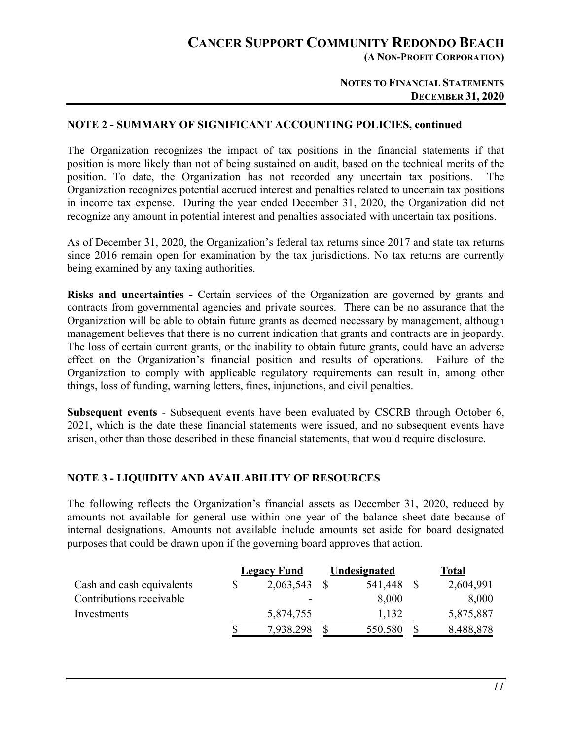## NOTE 2 - SUMMARY OF SIGNIFICANT ACCOUNTING POLICIES, continued

The Organization recognizes the impact of tax positions in the financial statements if that position is more likely than not of being sustained on audit, based on the technical merits of the position. To date, the Organization has not recorded any uncertain tax positions. The Organization recognizes potential accrued interest and penalties related to uncertain tax positions in income tax expense. During the year ended December 31, 2020, the Organization did not recognize any amount in potential interest and penalties associated with uncertain tax positions.

As of December 31, 2020, the Organization's federal tax returns since 2017 and state tax returns since 2016 remain open for examination by the tax jurisdictions. No tax returns are currently being examined by any taxing authorities.

**Risks and uncertainties -** Certain services of the Organization are governed by grants and contracts from governmental agencies and private sources. There can be no assurance that the Organization will be able to obtain future grants as deemed necessary by management, although management believes that there is no current indication that grants and contracts are in jeopardy. The loss of certain current grants, or the inability to obtain future grants, could have an adverse effect on the Organization's financial position and results of operations. Failure of the Organization to comply with applicable regulatory requirements can result in, among other things, loss of funding, warning letters, fines, injunctions, and civil penalties.

**Subsequent events** - Subsequent events have been evaluated by CSCRB through October 6, 2021, which is the date these financial statements were issued, and no subsequent events have arisen, other than those described in these financial statements, that would require disclosure.

## NOTE 3 - LIQUIDITY AND AVAILABILITY OF RESOURCES

The following reflects the Organization's financial assets as December 31, 2020, reduced by amounts not available for general use within one year of the balance sheet date because of internal designations. Amounts not available include amounts set aside for board designated purposes that could be drawn upon if the governing board approves that action.

| | Legacy Fund | Undesignated | Total |
|---|---|---|---|
| Cash and cash equivalents | $ 2,063,543 | $ 541,448 | $ 2,604,991 |
| Contributions receivable | - | 8,000 | 8,000 |
| Investments | 5,874,755 | 1,132 | 5,875,887 |
| | $ 7,938,298 | $ 550,580 | $ 8,488,878 |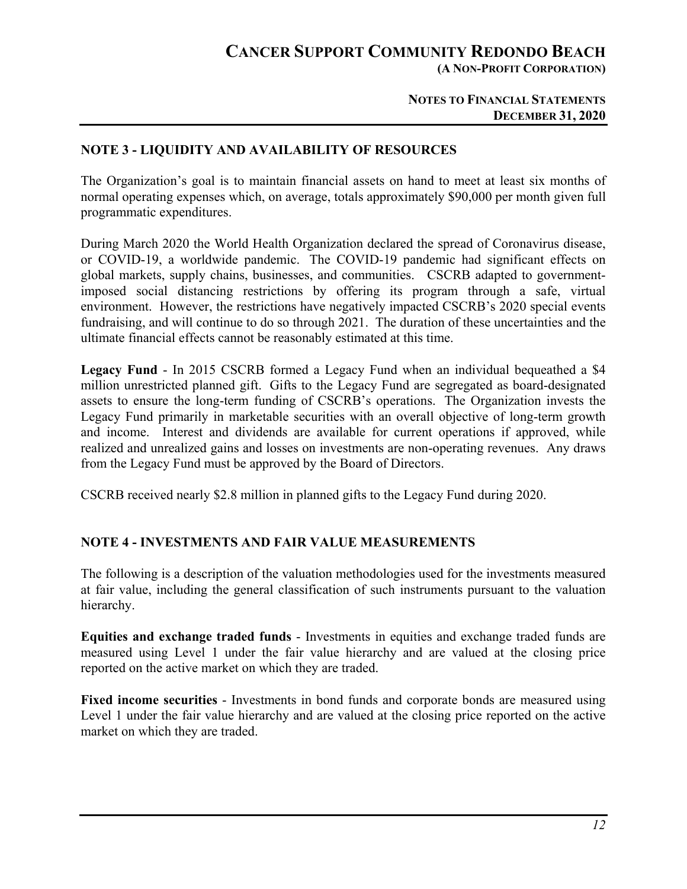## NOTE 3 - LIQUIDITY AND AVAILABILITY OF RESOURCES

The Organization's goal is to maintain financial assets on hand to meet at least six months of normal operating expenses which, on average, totals approximately $90,000 per month given full programmatic expenditures.

During March 2020 the World Health Organization declared the spread of Coronavirus disease, or COVID-19, a worldwide pandemic. The COVID-19 pandemic had significant effects on global markets, supply chains, businesses, and communities. CSCRB adapted to government-imposed social distancing restrictions by offering its program through a safe, virtual environment. However, the restrictions have negatively impacted CSCRB's 2020 special events fundraising, and will continue to do so through 2021. The duration of these uncertainties and the ultimate financial effects cannot be reasonably estimated at this time.

**Legacy Fund** - In 2015 CSCRB formed a Legacy Fund when an individual bequeathed a $4 million unrestricted planned gift. Gifts to the Legacy Fund are segregated as board-designated assets to ensure the long-term funding of CSCRB's operations. The Organization invests the Legacy Fund primarily in marketable securities with an overall objective of long-term growth and income. Interest and dividends are available for current operations if approved, while realized and unrealized gains and losses on investments are non-operating revenues. Any draws from the Legacy Fund must be approved by the Board of Directors.

CSCRB received nearly $2.8 million in planned gifts to the Legacy Fund during 2020.

## NOTE 4 - INVESTMENTS AND FAIR VALUE MEASUREMENTS

The following is a description of the valuation methodologies used for the investments measured at fair value, including the general classification of such instruments pursuant to the valuation hierarchy.

**Equities and exchange traded funds** - Investments in equities and exchange traded funds are measured using Level 1 under the fair value hierarchy and are valued at the closing price reported on the active market on which they are traded.

**Fixed income securities** - Investments in bond funds and corporate bonds are measured using Level 1 under the fair value hierarchy and are valued at the closing price reported on the active market on which they are traded.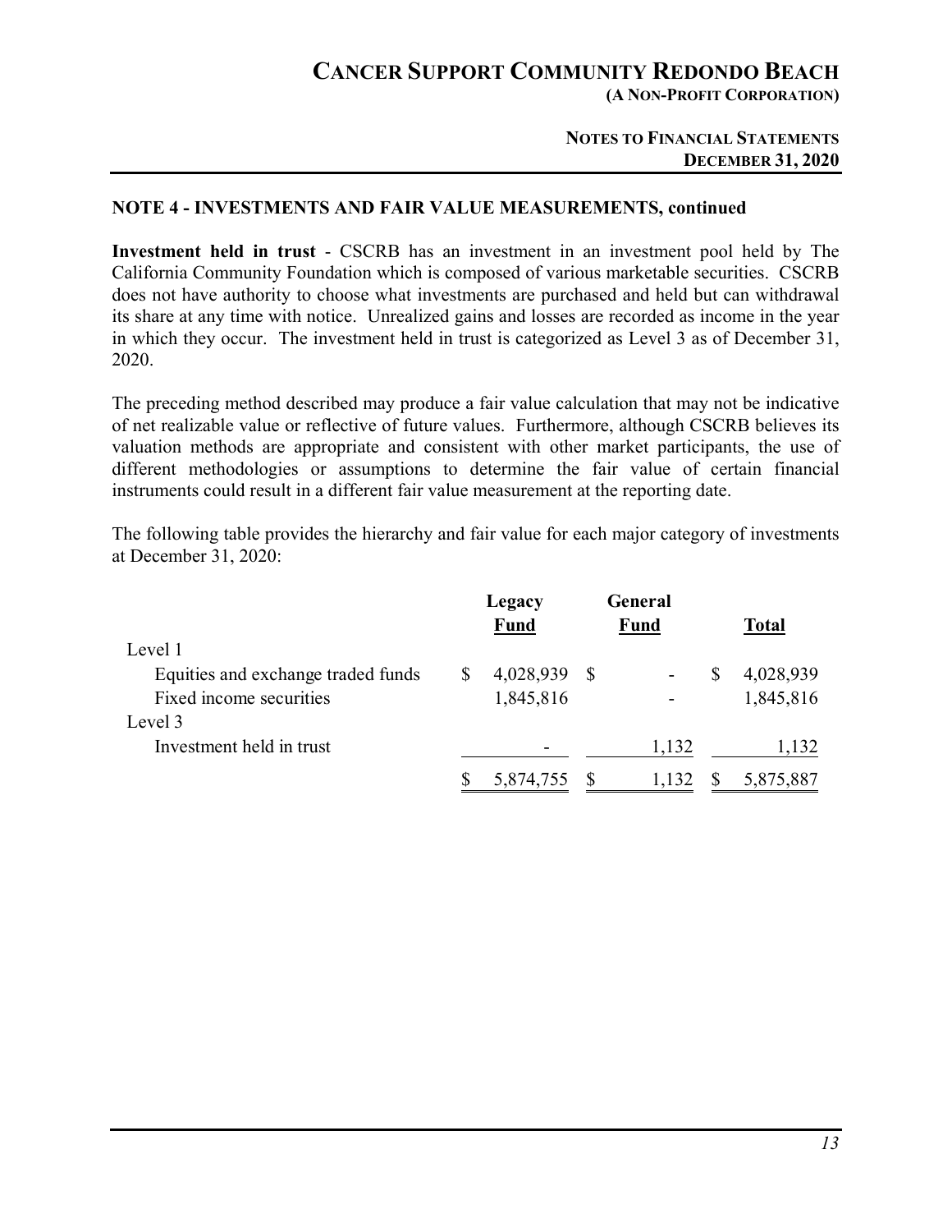## NOTE 4 - INVESTMENTS AND FAIR VALUE MEASUREMENTS, continued

**Investment held in trust** - CSCRB has an investment in an investment pool held by The California Community Foundation which is composed of various marketable securities. CSCRB does not have authority to choose what investments are purchased and held but can withdrawal its share at any time with notice. Unrealized gains and losses are recorded as income in the year in which they occur. The investment held in trust is categorized as Level 3 as of December 31, 2020.

The preceding method described may produce a fair value calculation that may not be indicative of net realizable value or reflective of future values. Furthermore, although CSCRB believes its valuation methods are appropriate and consistent with other market participants, the use of different methodologies or assumptions to determine the fair value of certain financial instruments could result in a different fair value measurement at the reporting date.

The following table provides the hierarchy and fair value for each major category of investments at December 31, 2020:

| | Legacy Fund | General Fund | Total |
|---|---|---|---|
| Level 1 | | | |
| Equities and exchange traded funds | $ 4,028,939 | $ - | $ 4,028,939 |
| Fixed income securities | 1,845,816 | - | 1,845,816 |
| Level 3 | | | |
| Investment held in trust | - | 1,132 | 1,132 |
| | $ 5,874,755 | $ 1,132 | $ 5,875,887 |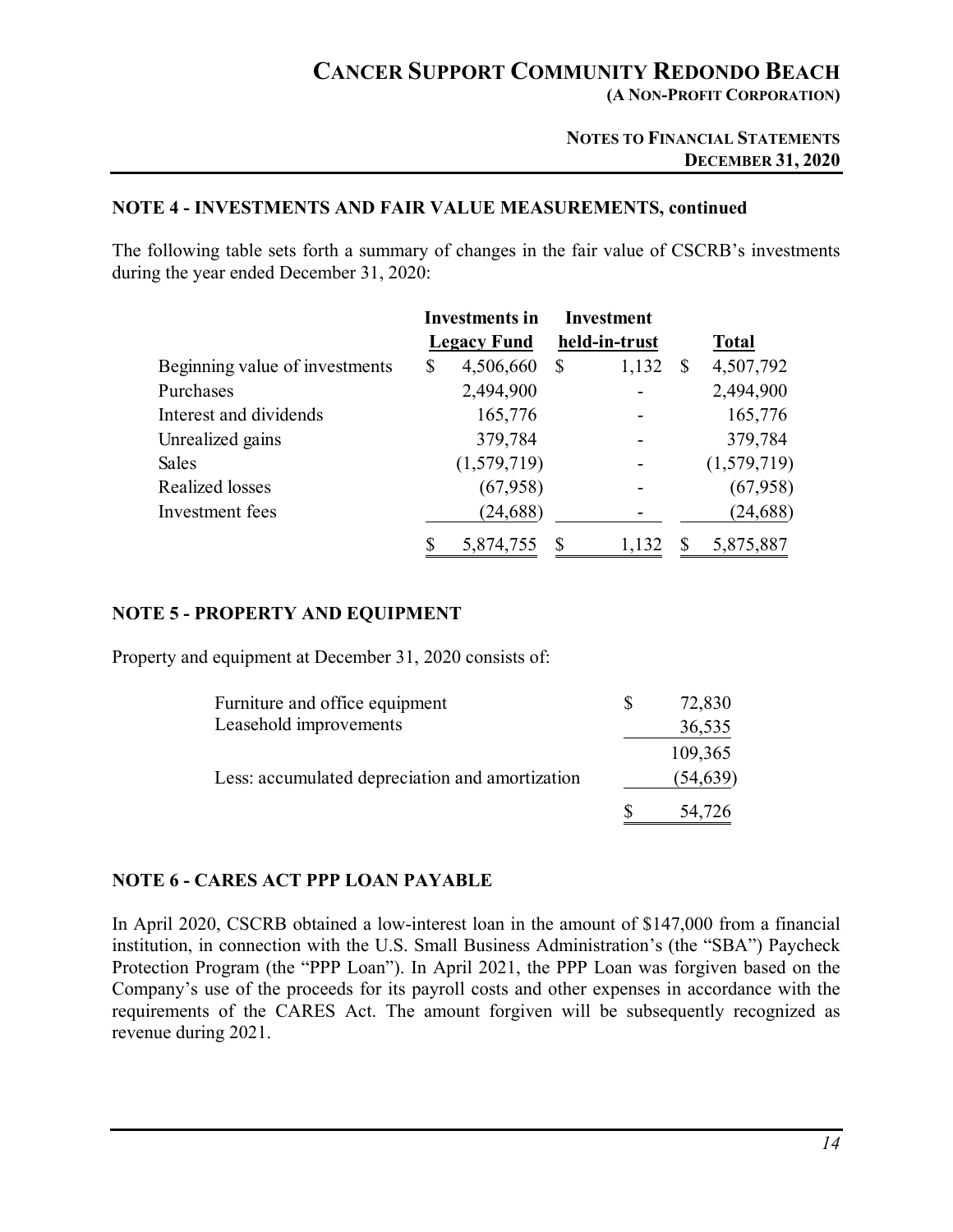## NOTE 4 - INVESTMENTS AND FAIR VALUE MEASUREMENTS, continued

The following table sets forth a summary of changes in the fair value of CSCRB's investments during the year ended December 31, 2020:

| | Investments in Legacy Fund | Investment held-in-trust | Total |
|---|---|---|---|
| Beginning value of investments | $ 4,506,660 | $ 1,132 | $ 4,507,792 |
| Purchases | 2,494,900 | - | 2,494,900 |
| Interest and dividends | 165,776 | - | 165,776 |
| Unrealized gains | 379,784 | - | 379,784 |
| Sales | (1,579,719) | - | (1,579,719) |
| Realized losses | (67,958) | - | (67,958) |
| Investment fees | (24,688) | - | (24,688) |
| | $ 5,874,755 | $ 1,132 | $ 5,875,887 |

## NOTE 5 - PROPERTY AND EQUIPMENT

Property and equipment at December 31, 2020 consists of:

| | |
|---|---|
| Furniture and office equipment | $ 72,830 |
| Leasehold improvements | 36,535 |
| | 109,365 |
| Less: accumulated depreciation and amortization | (54,639) |
| | $ 54,726 |

## NOTE 6 - CARES ACT PPP LOAN PAYABLE

In April 2020, CSCRB obtained a low-interest loan in the amount of $147,000 from a financial institution, in connection with the U.S. Small Business Administration's (the "SBA") Paycheck Protection Program (the "PPP Loan"). In April 2021, the PPP Loan was forgiven based on the Company's use of the proceeds for its payroll costs and other expenses in accordance with the requirements of the CARES Act. The amount forgiven will be subsequently recognized as revenue during 2021.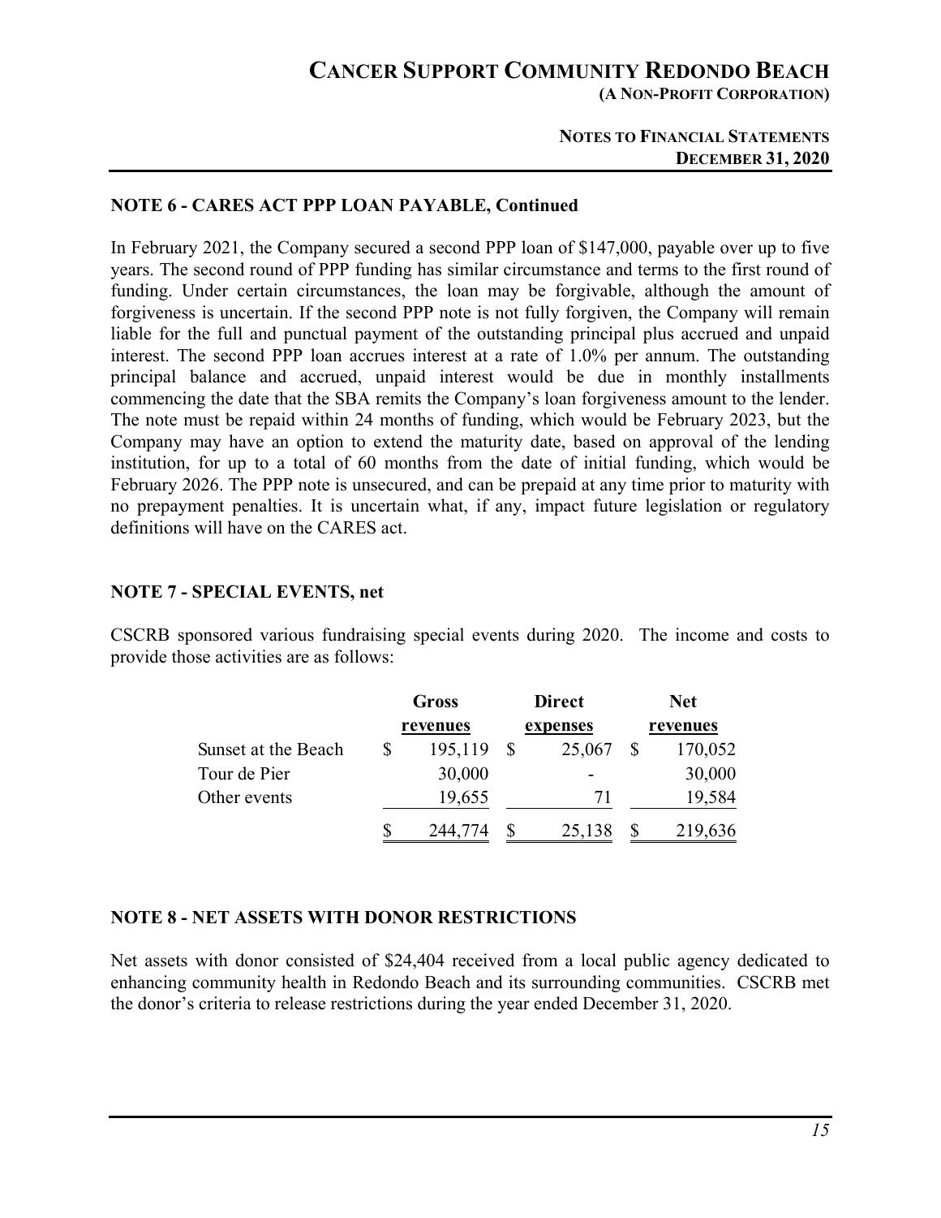## NOTE 6 - CARES ACT PPP LOAN PAYABLE, Continued

In February 2021, the Company secured a second PPP loan of $147,000, payable over up to five years. The second round of PPP funding has similar circumstance and terms to the first round of funding. Under certain circumstances, the loan may be forgivable, although the amount of forgiveness is uncertain. If the second PPP note is not fully forgiven, the Company will remain liable for the full and punctual payment of the outstanding principal plus accrued and unpaid interest. The second PPP loan accrues interest at a rate of 1.0% per annum. The outstanding principal balance and accrued, unpaid interest would be due in monthly installments commencing the date that the SBA remits the Company's loan forgiveness amount to the lender. The note must be repaid within 24 months of funding, which would be February 2023, but the Company may have an option to extend the maturity date, based on approval of the lending institution, for up to a total of 60 months from the date of initial funding, which would be February 2026. The PPP note is unsecured, and can be prepaid at any time prior to maturity with no prepayment penalties. It is uncertain what, if any, impact future legislation or regulatory definitions will have on the CARES act.

## NOTE 7 - SPECIAL EVENTS, net

CSCRB sponsored various fundraising special events during 2020. The income and costs to provide those activities are as follows:

| | Gross revenues | Direct expenses | Net revenues |
|---|---|---|---|
| Sunset at the Beach | $ 195,119 | $ 25,067 | $ 170,052 |
| Tour de Pier | 30,000 | - | 30,000 |
| Other events | 19,655 | 71 | 19,584 |
| | $ 244,774 | $ 25,138 | $ 219,636 |

## NOTE 8 - NET ASSETS WITH DONOR RESTRICTIONS

Net assets with donor consisted of $24,404 received from a local public agency dedicated to enhancing community health in Redondo Beach and its surrounding communities. CSCRB met the donor's criteria to release restrictions during the year ended December 31, 2020.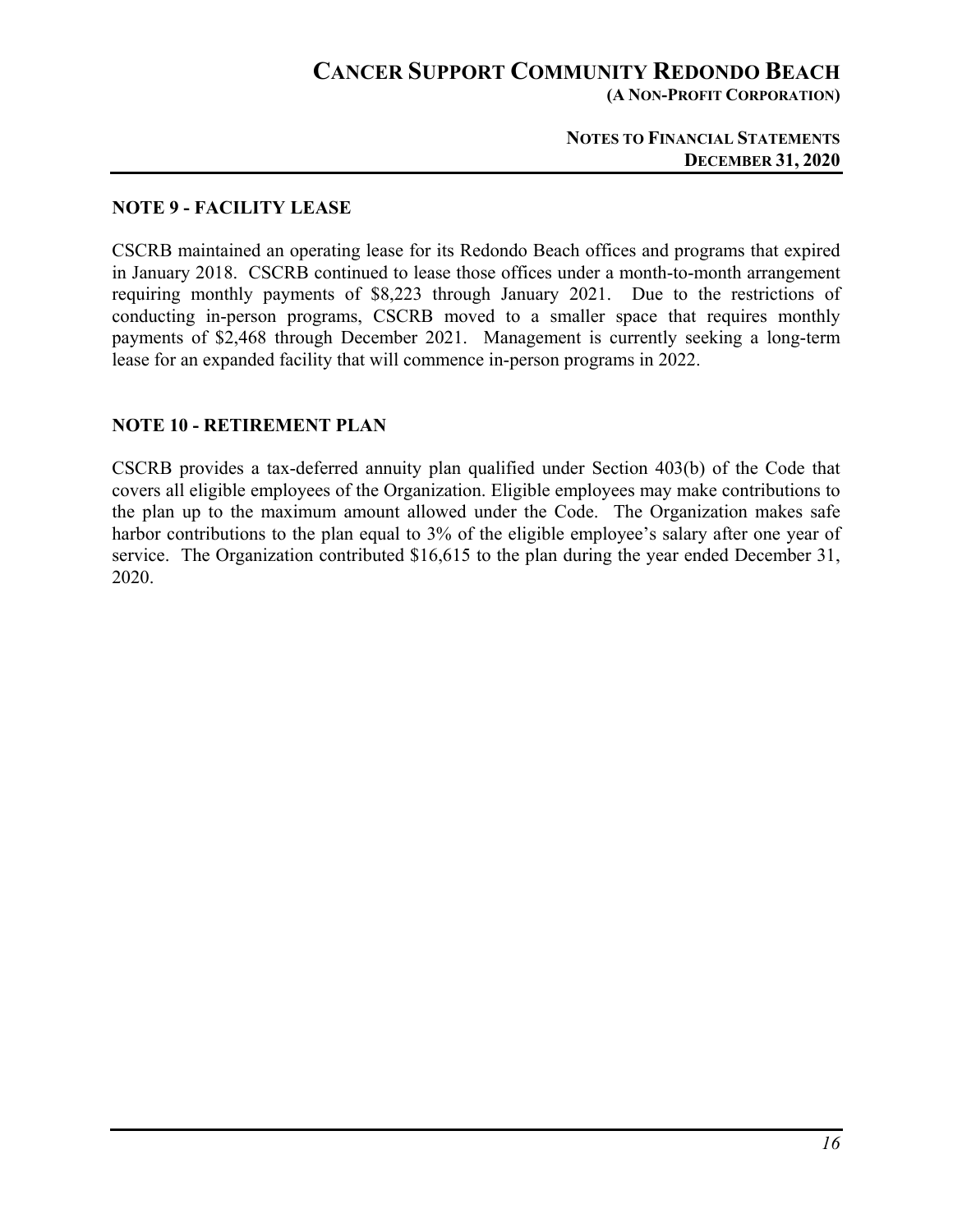## NOTE 9 - FACILITY LEASE

CSCRB maintained an operating lease for its Redondo Beach offices and programs that expired in January 2018. CSCRB continued to lease those offices under a month-to-month arrangement requiring monthly payments of $8,223 through January 2021. Due to the restrictions of conducting in-person programs, CSCRB moved to a smaller space that requires monthly payments of $2,468 through December 2021. Management is currently seeking a long-term lease for an expanded facility that will commence in-person programs in 2022.

## NOTE 10 - RETIREMENT PLAN

CSCRB provides a tax-deferred annuity plan qualified under Section 403(b) of the Code that covers all eligible employees of the Organization. Eligible employees may make contributions to the plan up to the maximum amount allowed under the Code. The Organization makes safe harbor contributions to the plan equal to 3% of the eligible employee's salary after one year of service. The Organization contributed $16,615 to the plan during the year ended December 31, 2020.